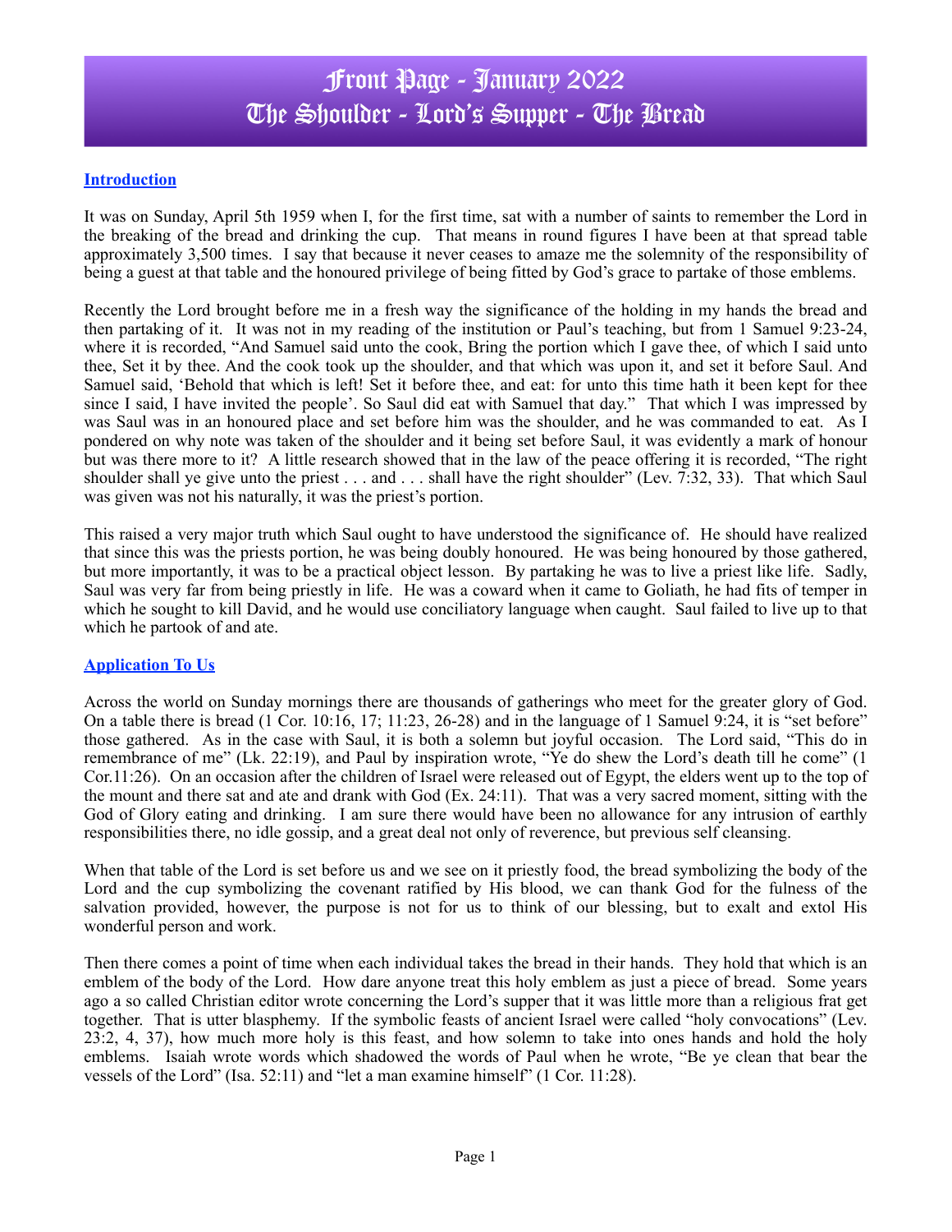# Front Page - January 2022
# The Shoulder - Lord's Supper - The Bread

## Introduction

It was on Sunday, April 5th 1959 when I, for the first time, sat with a number of saints to remember the Lord in the breaking of the bread and drinking the cup. That means in round figures I have been at that spread table approximately 3,500 times. I say that because it never ceases to amaze me the solemnity of the responsibility of being a guest at that table and the honoured privilege of being fitted by God's grace to partake of those emblems.

Recently the Lord brought before me in a fresh way the significance of the holding in my hands the bread and then partaking of it. It was not in my reading of the institution or Paul's teaching, but from 1 Samuel 9:23-24, where it is recorded, "And Samuel said unto the cook, Bring the portion which I gave thee, of which I said unto thee, Set it by thee. And the cook took up the shoulder, and that which was upon it, and set it before Saul. And Samuel said, 'Behold that which is left! Set it before thee, and eat: for unto this time hath it been kept for thee since I said, I have invited the people'. So Saul did eat with Samuel that day." That which I was impressed by was Saul was in an honoured place and set before him was the shoulder, and he was commanded to eat. As I pondered on why note was taken of the shoulder and it being set before Saul, it was evidently a mark of honour but was there more to it? A little research showed that in the law of the peace offering it is recorded, "The right shoulder shall ye give unto the priest . . . and . . . shall have the right shoulder" (Lev. 7:32, 33). That which Saul was given was not his naturally, it was the priest's portion.

This raised a very major truth which Saul ought to have understood the significance of. He should have realized that since this was the priests portion, he was being doubly honoured. He was being honoured by those gathered, but more importantly, it was to be a practical object lesson. By partaking he was to live a priest like life. Sadly, Saul was very far from being priestly in life. He was a coward when it came to Goliath, he had fits of temper in which he sought to kill David, and he would use conciliatory language when caught. Saul failed to live up to that which he partook of and ate.

## Application To Us

Across the world on Sunday mornings there are thousands of gatherings who meet for the greater glory of God. On a table there is bread (1 Cor. 10:16, 17; 11:23, 26-28) and in the language of 1 Samuel 9:24, it is "set before" those gathered. As in the case with Saul, it is both a solemn but joyful occasion. The Lord said, "This do in remembrance of me" (Lk. 22:19), and Paul by inspiration wrote, "Ye do shew the Lord's death till he come" (1 Cor.11:26). On an occasion after the children of Israel were released out of Egypt, the elders went up to the top of the mount and there sat and ate and drank with God (Ex. 24:11). That was a very sacred moment, sitting with the God of Glory eating and drinking. I am sure there would have been no allowance for any intrusion of earthly responsibilities there, no idle gossip, and a great deal not only of reverence, but previous self cleansing.

When that table of the Lord is set before us and we see on it priestly food, the bread symbolizing the body of the Lord and the cup symbolizing the covenant ratified by His blood, we can thank God for the fulness of the salvation provided, however, the purpose is not for us to think of our blessing, but to exalt and extol His wonderful person and work.

Then there comes a point of time when each individual takes the bread in their hands. They hold that which is an emblem of the body of the Lord. How dare anyone treat this holy emblem as just a piece of bread. Some years ago a so called Christian editor wrote concerning the Lord's supper that it was little more than a religious frat get together. That is utter blasphemy. If the symbolic feasts of ancient Israel were called "holy convocations" (Lev. 23:2, 4, 37), how much more holy is this feast, and how solemn to take into ones hands and hold the holy emblems. Isaiah wrote words which shadowed the words of Paul when he wrote, "Be ye clean that bear the vessels of the Lord" (Isa. 52:11) and "let a man examine himself" (1 Cor. 11:28).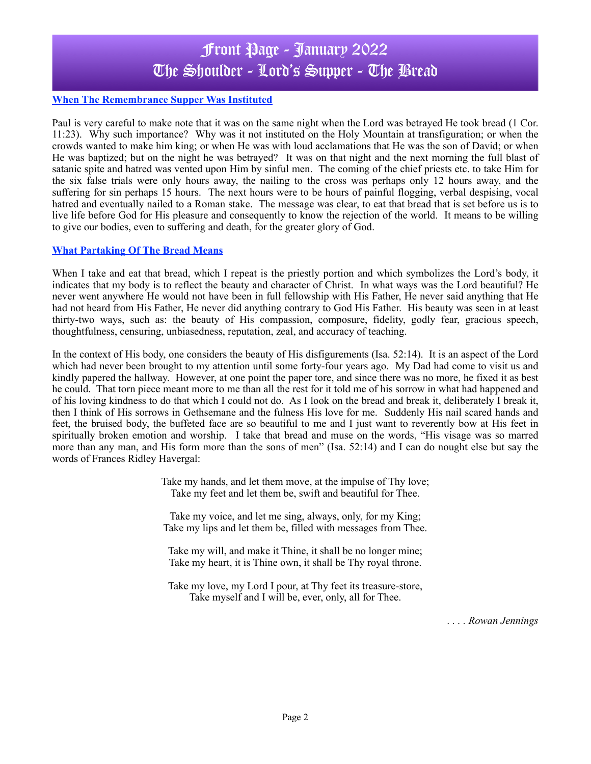# Front Page - January 2022
# The Shoulder - Lord's Supper - The Bread

## When The Remembrance Supper Was Instituted

Paul is very careful to make note that it was on the same night when the Lord was betrayed He took bread (1 Cor. 11:23). Why such importance? Why was it not instituted on the Holy Mountain at transfiguration; or when the crowds wanted to make him king; or when He was with loud acclamations that He was the son of David; or when He was baptized; but on the night he was betrayed? It was on that night and the next morning the full blast of satanic spite and hatred was vented upon Him by sinful men. The coming of the chief priests etc. to take Him for the six false trials were only hours away, the nailing to the cross was perhaps only 12 hours away, and the suffering for sin perhaps 15 hours. The next hours were to be hours of painful flogging, verbal despising, vocal hatred and eventually nailed to a Roman stake. The message was clear, to eat that bread that is set before us is to live life before God for His pleasure and consequently to know the rejection of the world. It means to be willing to give our bodies, even to suffering and death, for the greater glory of God.

## What Partaking Of The Bread Means

When I take and eat that bread, which I repeat is the priestly portion and which symbolizes the Lord's body, it indicates that my body is to reflect the beauty and character of Christ. In what ways was the Lord beautiful? He never went anywhere He would not have been in full fellowship with His Father, He never said anything that He had not heard from His Father, He never did anything contrary to God His Father. His beauty was seen in at least thirty-two ways, such as: the beauty of His compassion, composure, fidelity, godly fear, gracious speech, thoughtfulness, censuring, unbiasedness, reputation, zeal, and accuracy of teaching.

In the context of His body, one considers the beauty of His disfigurements (Isa. 52:14). It is an aspect of the Lord which had never been brought to my attention until some forty-four years ago. My Dad had come to visit us and kindly papered the hallway. However, at one point the paper tore, and since there was no more, he fixed it as best he could. That torn piece meant more to me than all the rest for it told me of his sorrow in what had happened and of his loving kindness to do that which I could not do. As I look on the bread and break it, deliberately I break it, then I think of His sorrows in Gethsemane and the fulness His love for me. Suddenly His nail scared hands and feet, the bruised body, the buffeted face are so beautiful to me and I just want to reverently bow at His feet in spiritually broken emotion and worship. I take that bread and muse on the words, "His visage was so marred more than any man, and His form more than the sons of men" (Isa. 52:14) and I can do nought else but say the words of Frances Ridley Havergal:

Take my hands, and let them move, at the impulse of Thy love;
Take my feet and let them be, swift and beautiful for Thee.

Take my voice, and let me sing, always, only, for my King;
Take my lips and let them be, filled with messages from Thee.

Take my will, and make it Thine, it shall be no longer mine;
Take my heart, it is Thine own, it shall be Thy royal throne.

Take my love, my Lord I pour, at Thy feet its treasure-store,
Take myself and I will be, ever, only, all for Thee.

. . . . *Rowan Jennings*